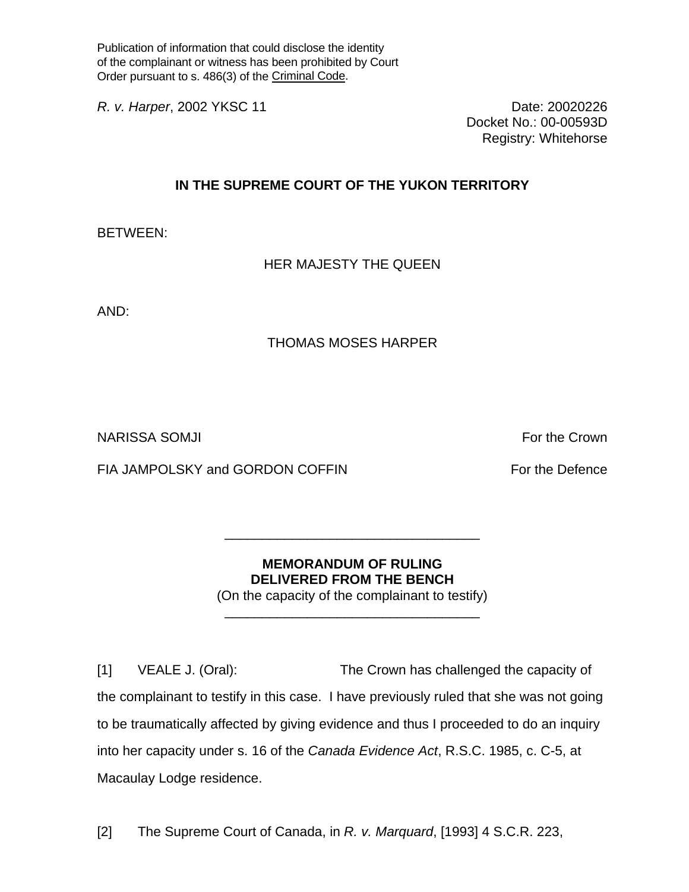Publication of information that could disclose the identity of the complainant or witness has been prohibited by Court Order pursuant to s. 486(3) of the Criminal Code.

*R. v. Harper*, 2002 YKSC 11

Date: 20020226
Docket No.: 00-00593D
Registry: Whitehorse

**IN THE SUPREME COURT OF THE YUKON TERRITORY**

BETWEEN:

HER MAJESTY THE QUEEN

AND:

THOMAS MOSES HARPER

NARISSA SOMJI — For the Crown

FIA JAMPOLSKY and GORDON COFFIN — For the Defence

---

**MEMORANDUM OF RULING**
**DELIVERED FROM THE BENCH**
(On the capacity of the complainant to testify)

---

[1] VEALE J. (Oral): The Crown has challenged the capacity of the complainant to testify in this case. I have previously ruled that she was not going to be traumatically affected by giving evidence and thus I proceeded to do an inquiry into her capacity under s. 16 of the *Canada Evidence Act*, R.S.C. 1985, c. C-5, at Macaulay Lodge residence.

[2] The Supreme Court of Canada, in *R. v. Marquard*, [1993] 4 S.C.R. 223,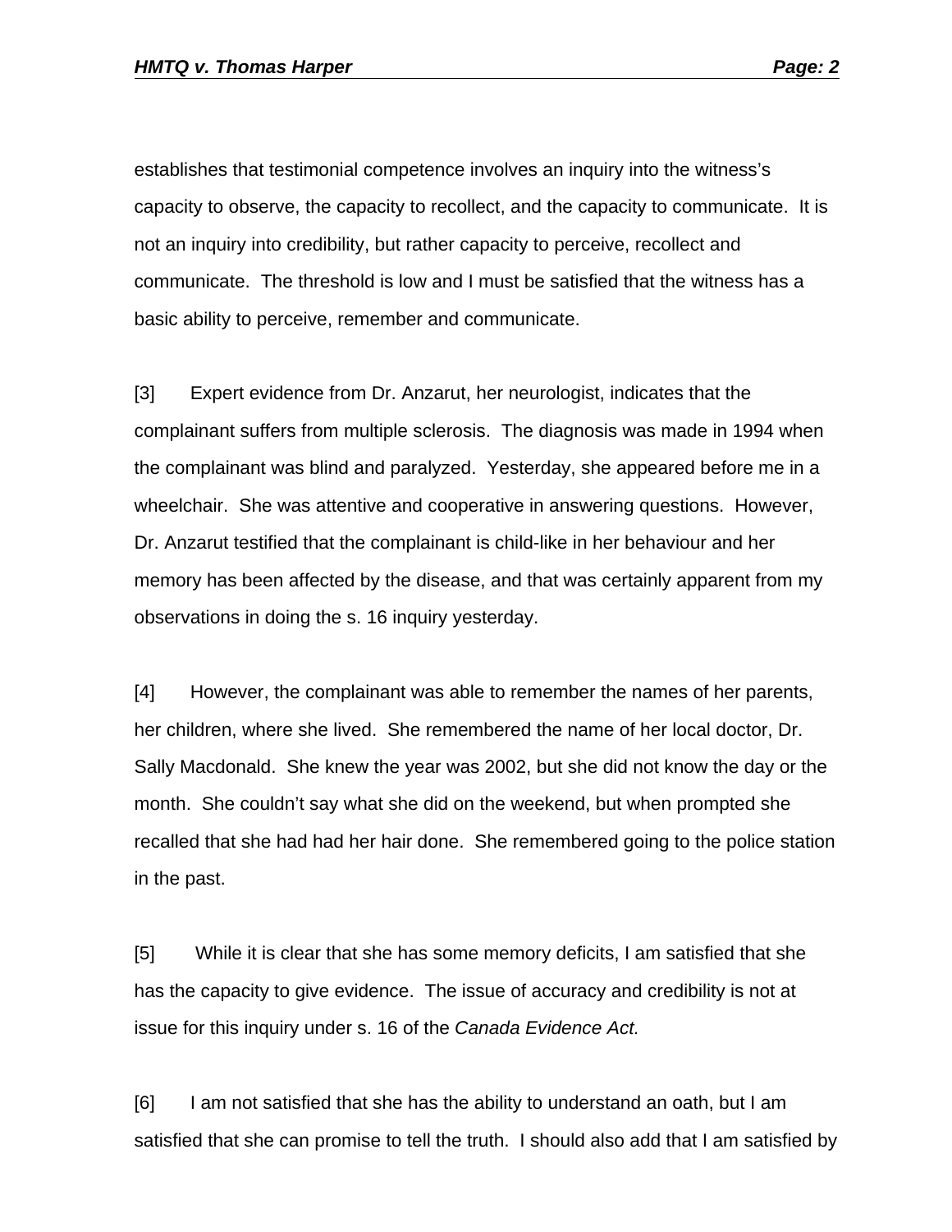establishes that testimonial competence involves an inquiry into the witness's capacity to observe, the capacity to recollect, and the capacity to communicate. It is not an inquiry into credibility, but rather capacity to perceive, recollect and communicate. The threshold is low and I must be satisfied that the witness has a basic ability to perceive, remember and communicate.

[3] Expert evidence from Dr. Anzarut, her neurologist, indicates that the complainant suffers from multiple sclerosis. The diagnosis was made in 1994 when the complainant was blind and paralyzed. Yesterday, she appeared before me in a wheelchair. She was attentive and cooperative in answering questions. However, Dr. Anzarut testified that the complainant is child-like in her behaviour and her memory has been affected by the disease, and that was certainly apparent from my observations in doing the s. 16 inquiry yesterday.

[4] However, the complainant was able to remember the names of her parents, her children, where she lived. She remembered the name of her local doctor, Dr. Sally Macdonald. She knew the year was 2002, but she did not know the day or the month. She couldn't say what she did on the weekend, but when prompted she recalled that she had had her hair done. She remembered going to the police station in the past.

[5] While it is clear that she has some memory deficits, I am satisfied that she has the capacity to give evidence. The issue of accuracy and credibility is not at issue for this inquiry under s. 16 of the *Canada Evidence Act.*

[6] I am not satisfied that she has the ability to understand an oath, but I am satisfied that she can promise to tell the truth. I should also add that I am satisfied by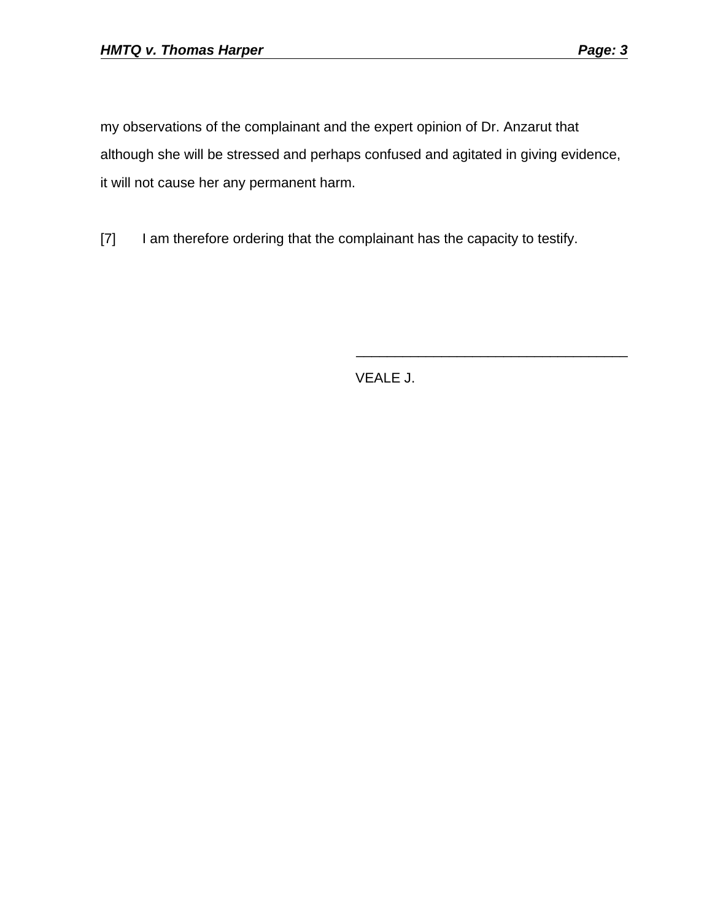my observations of the complainant and the expert opinion of Dr. Anzarut that although she will be stressed and perhaps confused and agitated in giving evidence, it will not cause her any permanent harm.

[7] I am therefore ordering that the complainant has the capacity to testify.

___________________________________

VEALE J.